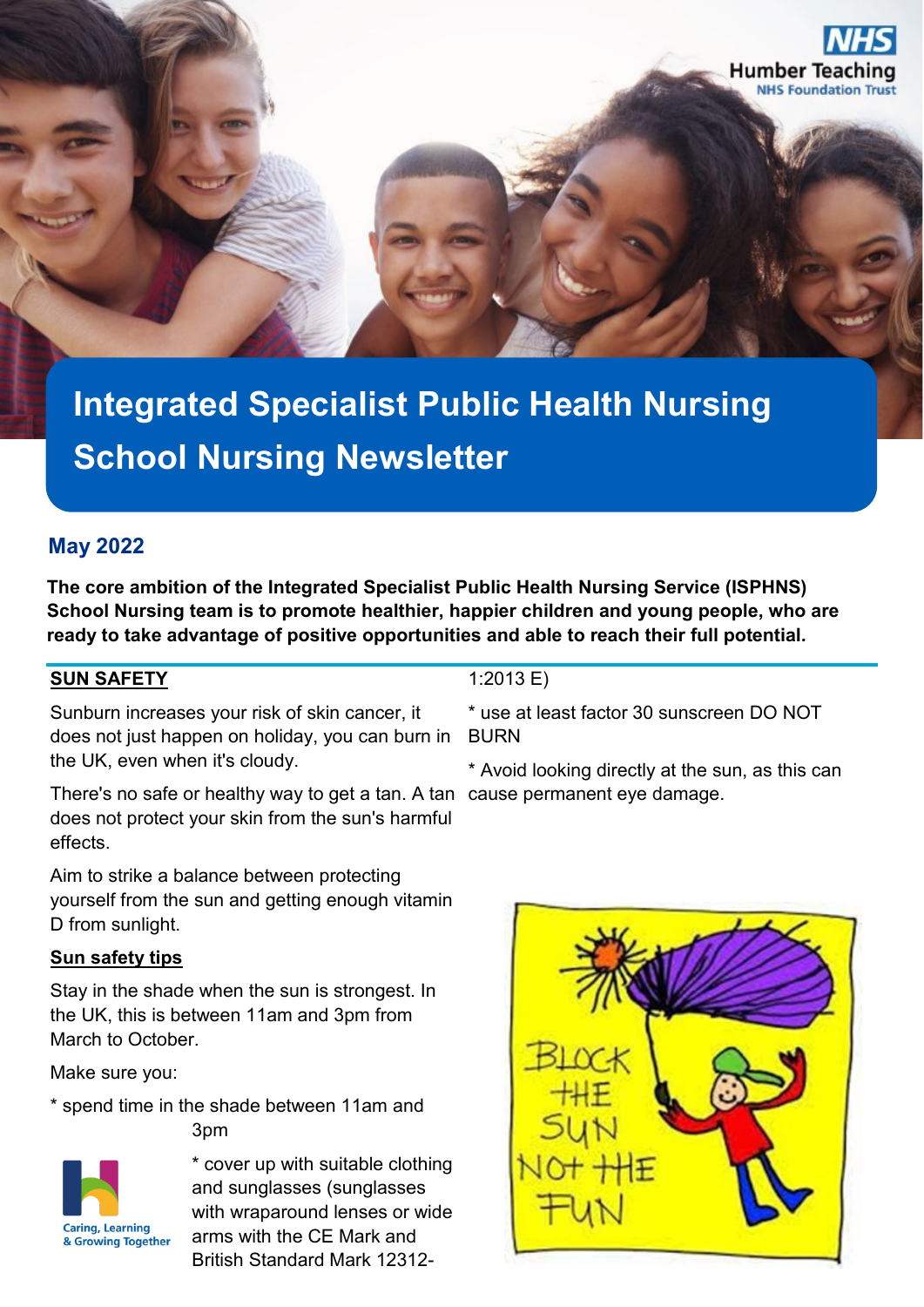# Integrated Specialist Public Health Nursing School Nursing Newsletter

## May 2022

**The core ambition of the Integrated Specialist Public Health Nursing Service (ISPHNS) School Nursing team is to promote healthier, happier children and young people, who are ready to take advantage of positive opportunities and able to reach their full potential.**

### SUN SAFETY

Sunburn increases your risk of skin cancer, it does not just happen on holiday, you can burn in the UK, even when it's cloudy.

There's no safe or healthy way to get a tan. A tan does not protect your skin from the sun's harmful effects.

Aim to strike a balance between protecting yourself from the sun and getting enough vitamin D from sunlight.

### Sun safety tips

Stay in the shade when the sun is strongest. In the UK, this is between 11am and 3pm from March to October.

Make sure you:

* spend time in the shade between 11am and 3pm
* cover up with suitable clothing and sunglasses (sunglasses with wraparound lenses or wide arms with the CE Mark and British Standard Mark 12312-1:2013 E)
* use at least factor 30 sunscreen DO NOT BURN
* Avoid looking directly at the sun, as this can cause permanent eye damage.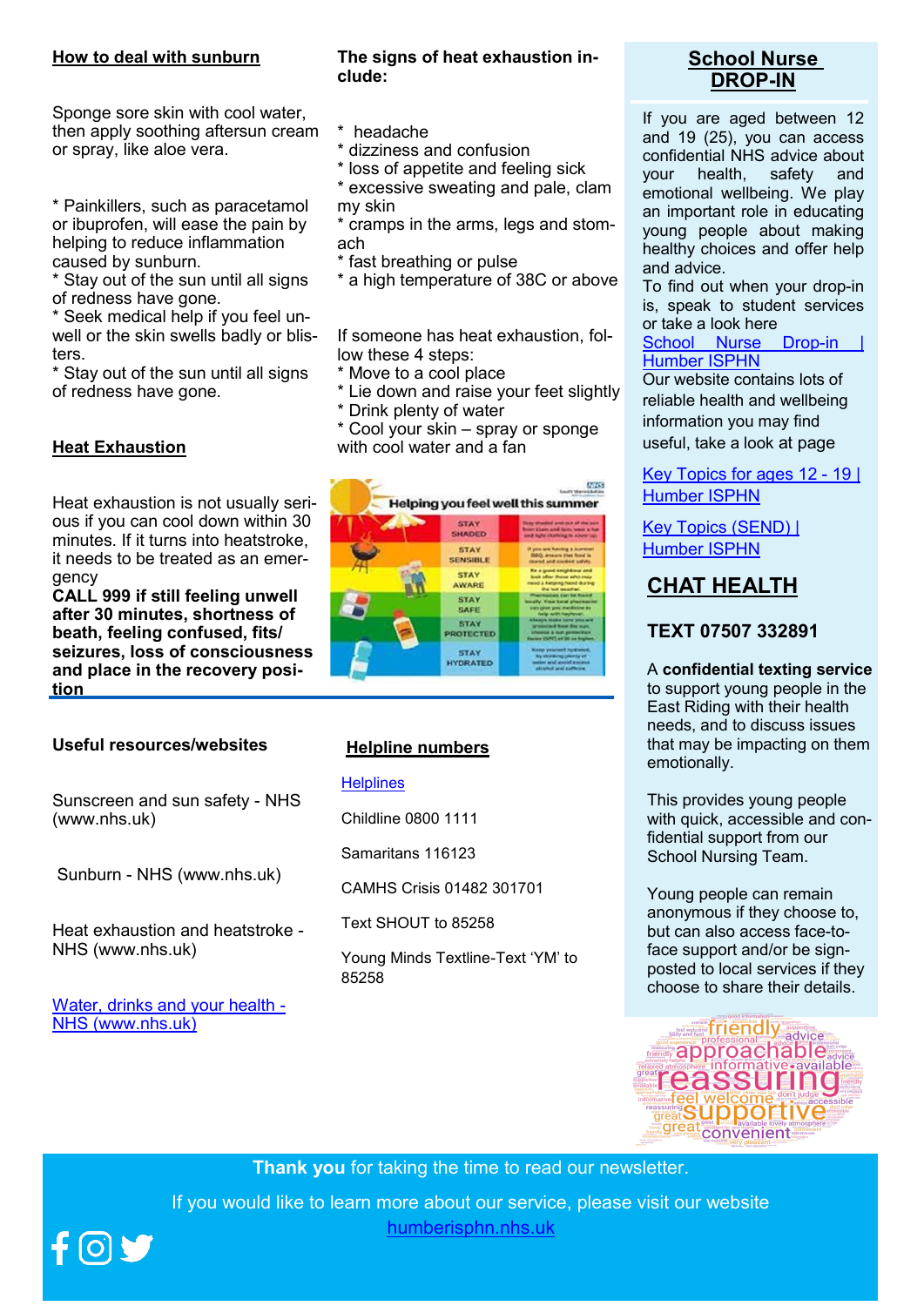## How to deal with sunburn

Sponge sore skin with cool water, then apply soothing aftersun cream or spray, like aloe vera.

* Painkillers, such as paracetamol or ibuprofen, will ease the pain by helping to reduce inflammation caused by sunburn.
* Stay out of the sun until all signs of redness have gone.
* Seek medical help if you feel unwell or the skin swells badly or blisters.
* Stay out of the sun until all signs of redness have gone.

## Heat Exhaustion

Heat exhaustion is not usually serious if you can cool down within 30 minutes. If it turns into heatstroke, it needs to be treated as an emergency

**CALL 999 if still feeling unwell after 30 minutes, shortness of beath, feeling confused, fits/ seizures, loss of consciousness and place in the recovery position**

**The signs of heat exhaustion include:**

* headache
* dizziness and confusion
* loss of appetite and feeling sick
* excessive sweating and pale, clam my skin
* cramps in the arms, legs and stomach
* fast breathing or pulse
* a high temperature of 38C or above

If someone has heat exhaustion, follow these 4 steps:

* Move to a cool place
* Lie down and raise your feet slightly
* Drink plenty of water
* Cool your skin – spray or sponge with cool water and a fan

Helping you feel well this summer

STAY SHADED
STAY SENSIBLE
STAY AWARE
STAY SAFE
STAY PROTECTED
STAY HYDRATED

**Useful resources/websites**

Sunscreen and sun safety - NHS (www.nhs.uk)

Sunburn - NHS (www.nhs.uk)

Heat exhaustion and heatstroke - NHS (www.nhs.uk)

Water, drinks and your health - NHS (www.nhs.uk)

## Helpline numbers

Helplines

Childline 0800 1111

Samaritans 116123

CAMHS Crisis 01482 301701

Text SHOUT to 85258

Young Minds Textline-Text 'YM' to 85258

## School Nurse DROP-IN

If you are aged between 12 and 19 (25), you can access confidential NHS advice about your health, safety and emotional wellbeing. We play an important role in educating young people about making healthy choices and offer help and advice.

To find out when your drop-in is, speak to student services or take a look here

School Nurse Drop-in | Humber ISPHN

Our website contains lots of reliable health and wellbeing information you may find useful, take a look at page

Key Topics for ages 12 - 19 | Humber ISPHN

Key Topics (SEND) | Humber ISPHN

## CHAT HEALTH

**TEXT 07507 332891**

A **confidential texting service** to support young people in the East Riding with their health needs, and to discuss issues that may be impacting on them emotionally.

This provides young people with quick, accessible and confidential support from our School Nursing Team.

Young people can remain anonymous if they choose to, but can also access face-to-face support and/or be signposted to local services if they choose to share their details.

**Thank you** for taking the time to read our newsletter.

If you would like to learn more about our service, please visit our website

humberisphn.nhs.uk